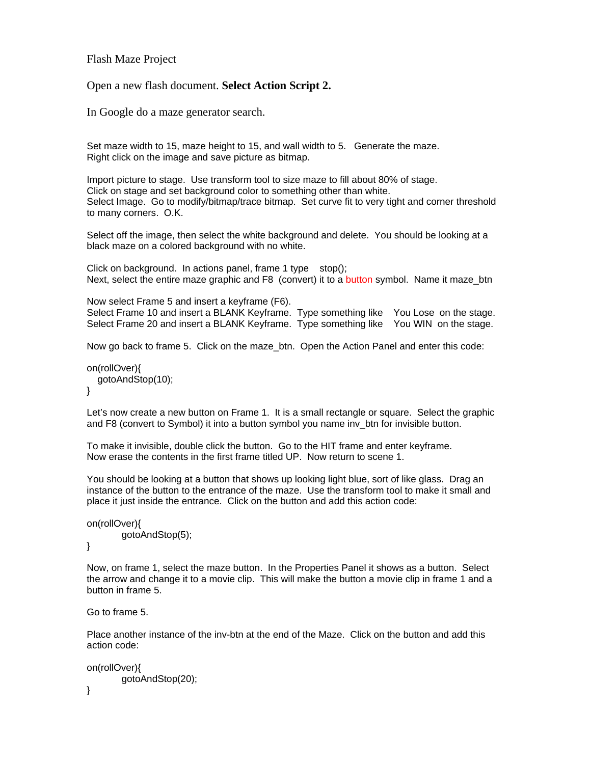Flash Maze Project

Open a new flash document. **Select Action Script 2.**

In Google do a maze generator search.

Set maze width to 15, maze height to 15, and wall width to 5. Generate the maze. Right click on the image and save picture as bitmap.

Import picture to stage. Use transform tool to size maze to fill about 80% of stage. Click on stage and set background color to something other than white. Select Image. Go to modify/bitmap/trace bitmap. Set curve fit to very tight and corner threshold to many corners. O.K.

Select off the image, then select the white background and delete. You should be looking at a black maze on a colored background with no white.

Click on background. In actions panel, frame 1 type stop();
Next, select the entire maze graphic and F8 (convert) it to a button symbol. Name it maze_btn

Now select Frame 5 and insert a keyframe (F6).
Select Frame 10 and insert a BLANK Keyframe. Type something like You Lose on the stage.
Select Frame 20 and insert a BLANK Keyframe. Type something like You WIN on the stage.

Now go back to frame 5. Click on the maze_btn. Open the Action Panel and enter this code:

```
on(rollOver){
   gotoAndStop(10);
}
```

Let's now create a new button on Frame 1. It is a small rectangle or square. Select the graphic and F8 (convert to Symbol) it into a button symbol you name inv_btn for invisible button.

To make it invisible, double click the button. Go to the HIT frame and enter keyframe. Now erase the contents in the first frame titled UP. Now return to scene 1.

You should be looking at a button that shows up looking light blue, sort of like glass. Drag an instance of the button to the entrance of the maze. Use the transform tool to make it small and place it just inside the entrance. Click on the button and add this action code:

```
on(rollOver){
        gotoAndStop(5);
}
```

Now, on frame 1, select the maze button. In the Properties Panel it shows as a button. Select the arrow and change it to a movie clip. This will make the button a movie clip in frame 1 and a button in frame 5.

Go to frame 5.

Place another instance of the inv-btn at the end of the Maze. Click on the button and add this action code:

```
on(rollOver){
        gotoAndStop(20);
}
```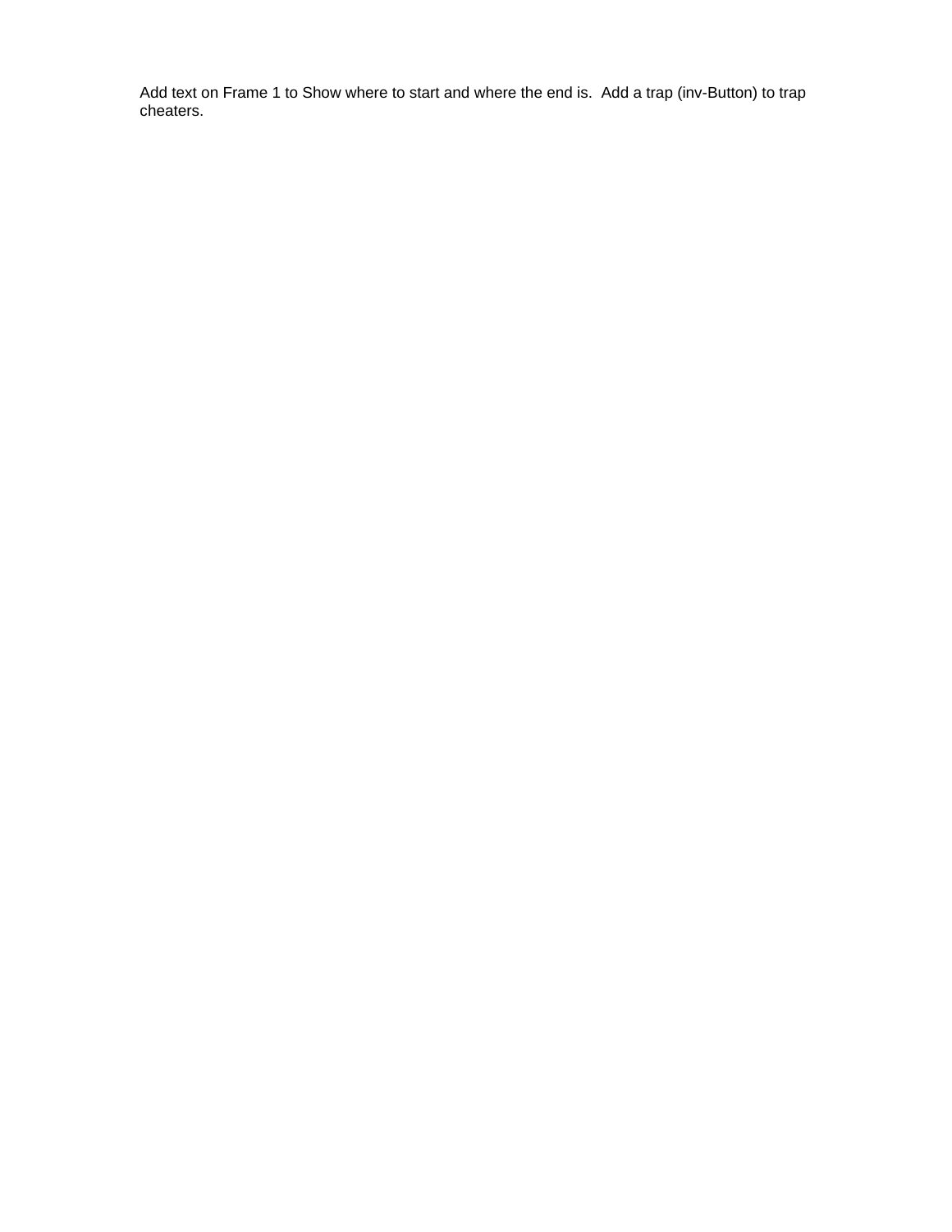Add text on Frame 1 to Show where to start and where the end is. Add a trap (inv-Button) to trap cheaters.